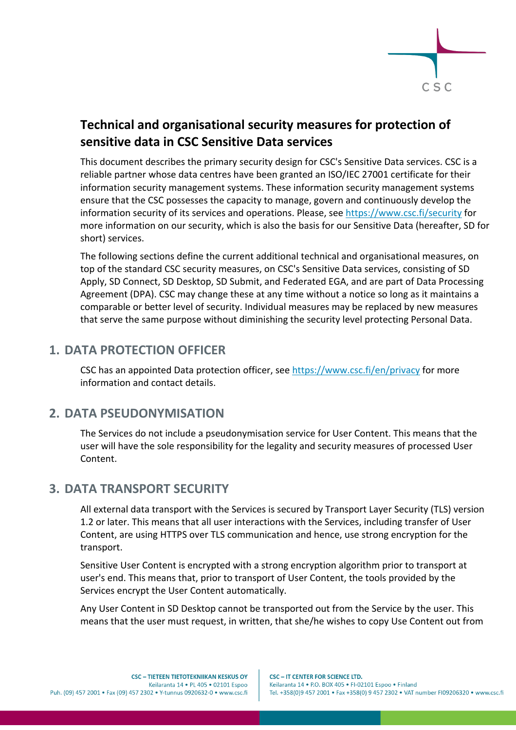# Technical and organisational security measures for protection of sensitive data in CSC Sensitive Data services

This document describes the primary security design for CSC's Sensitive Data services. CSC is a reliable partner whose data centres have been granted an ISO/IEC 27001 certificate for their information security management systems. These information security management systems ensure that the CSC possesses the capacity to manage, govern and continuously develop the information security of its services and operations. Please, see https://www.csc.fi/security for more information on our security, which is also the basis for our Sensitive Data (hereafter, SD for short) services.

The following sections define the current additional technical and organisational measures, on top of the standard CSC security measures, on CSC's Sensitive Data services, consisting of SD Apply, SD Connect, SD Desktop, SD Submit, and Federated EGA, and are part of Data Processing Agreement (DPA). CSC may change these at any time without a notice so long as it maintains a comparable or better level of security. Individual measures may be replaced by new measures that serve the same purpose without diminishing the security level protecting Personal Data.

## 1. DATA PROTECTION OFFICER

CSC has an appointed Data protection officer, see https://www.csc.fi/en/privacy for more information and contact details.

## 2. DATA PSEUDONYMISATION

The Services do not include a pseudonymisation service for User Content. This means that the user will have the sole responsibility for the legality and security measures of processed User Content.

## 3. DATA TRANSPORT SECURITY

All external data transport with the Services is secured by Transport Layer Security (TLS) version 1.2 or later. This means that all user interactions with the Services, including transfer of User Content, are using HTTPS over TLS communication and hence, use strong encryption for the transport.

Sensitive User Content is encrypted with a strong encryption algorithm prior to transport at user's end. This means that, prior to transport of User Content, the tools provided by the Services encrypt the User Content automatically.

Any User Content in SD Desktop cannot be transported out from the Service by the user. This means that the user must request, in written, that she/he wishes to copy Use Content out from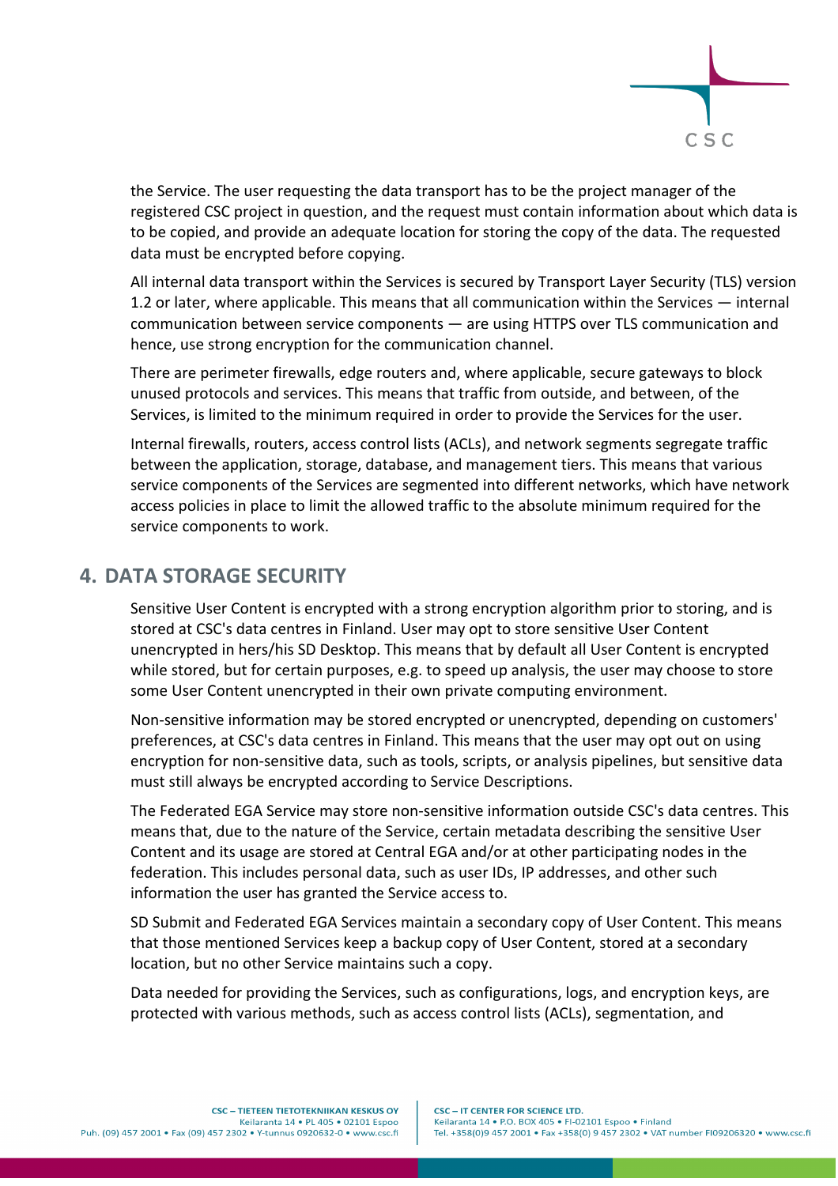the Service. The user requesting the data transport has to be the project manager of the registered CSC project in question, and the request must contain information about which data is to be copied, and provide an adequate location for storing the copy of the data. The requested data must be encrypted before copying.

All internal data transport within the Services is secured by Transport Layer Security (TLS) version 1.2 or later, where applicable. This means that all communication within the Services — internal communication between service components — are using HTTPS over TLS communication and hence, use strong encryption for the communication channel.

There are perimeter firewalls, edge routers and, where applicable, secure gateways to block unused protocols and services. This means that traffic from outside, and between, of the Services, is limited to the minimum required in order to provide the Services for the user.

Internal firewalls, routers, access control lists (ACLs), and network segments segregate traffic between the application, storage, database, and management tiers. This means that various service components of the Services are segmented into different networks, which have network access policies in place to limit the allowed traffic to the absolute minimum required for the service components to work.

## 4. DATA STORAGE SECURITY

Sensitive User Content is encrypted with a strong encryption algorithm prior to storing, and is stored at CSC's data centres in Finland. User may opt to store sensitive User Content unencrypted in hers/his SD Desktop. This means that by default all User Content is encrypted while stored, but for certain purposes, e.g. to speed up analysis, the user may choose to store some User Content unencrypted in their own private computing environment.

Non-sensitive information may be stored encrypted or unencrypted, depending on customers' preferences, at CSC's data centres in Finland. This means that the user may opt out on using encryption for non-sensitive data, such as tools, scripts, or analysis pipelines, but sensitive data must still always be encrypted according to Service Descriptions.

The Federated EGA Service may store non-sensitive information outside CSC's data centres. This means that, due to the nature of the Service, certain metadata describing the sensitive User Content and its usage are stored at Central EGA and/or at other participating nodes in the federation. This includes personal data, such as user IDs, IP addresses, and other such information the user has granted the Service access to.

SD Submit and Federated EGA Services maintain a secondary copy of User Content. This means that those mentioned Services keep a backup copy of User Content, stored at a secondary location, but no other Service maintains such a copy.

Data needed for providing the Services, such as configurations, logs, and encryption keys, are protected with various methods, such as access control lists (ACLs), segmentation, and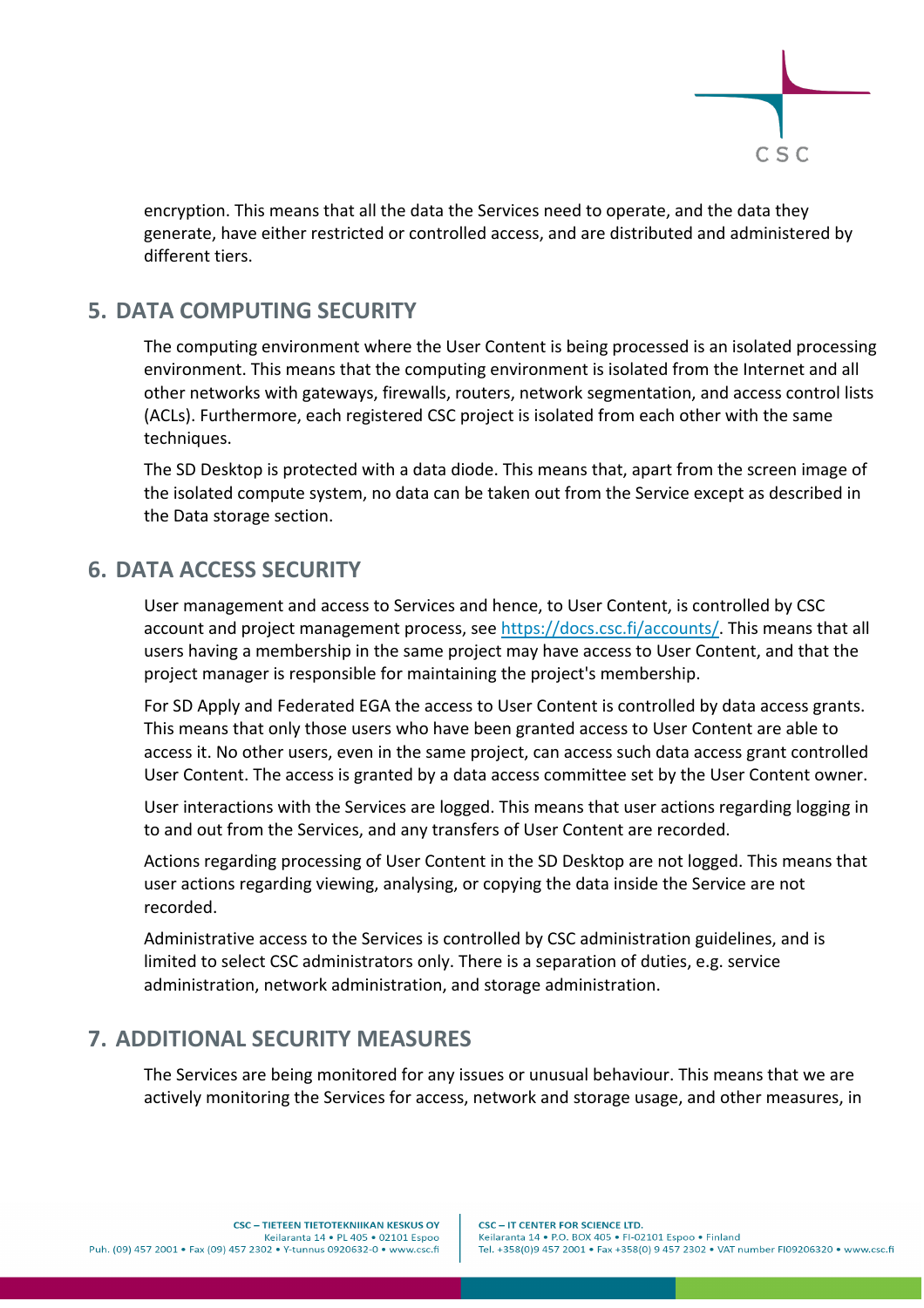encryption. This means that all the data the Services need to operate, and the data they generate, have either restricted or controlled access, and are distributed and administered by different tiers.

## 5. DATA COMPUTING SECURITY

The computing environment where the User Content is being processed is an isolated processing environment. This means that the computing environment is isolated from the Internet and all other networks with gateways, firewalls, routers, network segmentation, and access control lists (ACLs). Furthermore, each registered CSC project is isolated from each other with the same techniques.

The SD Desktop is protected with a data diode. This means that, apart from the screen image of the isolated compute system, no data can be taken out from the Service except as described in the Data storage section.

## 6. DATA ACCESS SECURITY

User management and access to Services and hence, to User Content, is controlled by CSC account and project management process, see [https://docs.csc.fi/accounts/](https://docs.csc.fi/accounts/). This means that all users having a membership in the same project may have access to User Content, and that the project manager is responsible for maintaining the project's membership.

For SD Apply and Federated EGA the access to User Content is controlled by data access grants. This means that only those users who have been granted access to User Content are able to access it. No other users, even in the same project, can access such data access grant controlled User Content. The access is granted by a data access committee set by the User Content owner.

User interactions with the Services are logged. This means that user actions regarding logging in to and out from the Services, and any transfers of User Content are recorded.

Actions regarding processing of User Content in the SD Desktop are not logged. This means that user actions regarding viewing, analysing, or copying the data inside the Service are not recorded.

Administrative access to the Services is controlled by CSC administration guidelines, and is limited to select CSC administrators only. There is a separation of duties, e.g. service administration, network administration, and storage administration.

## 7. ADDITIONAL SECURITY MEASURES

The Services are being monitored for any issues or unusual behaviour. This means that we are actively monitoring the Services for access, network and storage usage, and other measures, in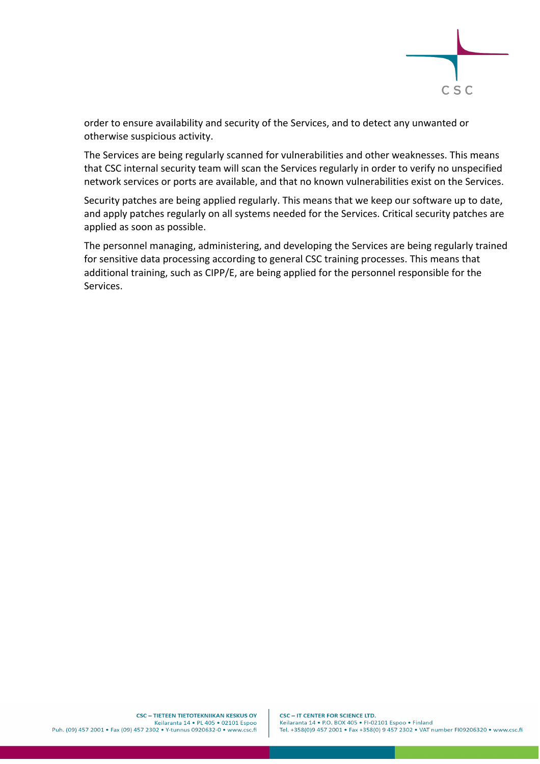order to ensure availability and security of the Services, and to detect any unwanted or otherwise suspicious activity.

The Services are being regularly scanned for vulnerabilities and other weaknesses. This means that CSC internal security team will scan the Services regularly in order to verify no unspecified network services or ports are available, and that no known vulnerabilities exist on the Services.

Security patches are being applied regularly. This means that we keep our software up to date, and apply patches regularly on all systems needed for the Services. Critical security patches are applied as soon as possible.

The personnel managing, administering, and developing the Services are being regularly trained for sensitive data processing according to general CSC training processes. This means that additional training, such as CIPP/E, are being applied for the personnel responsible for the Services.